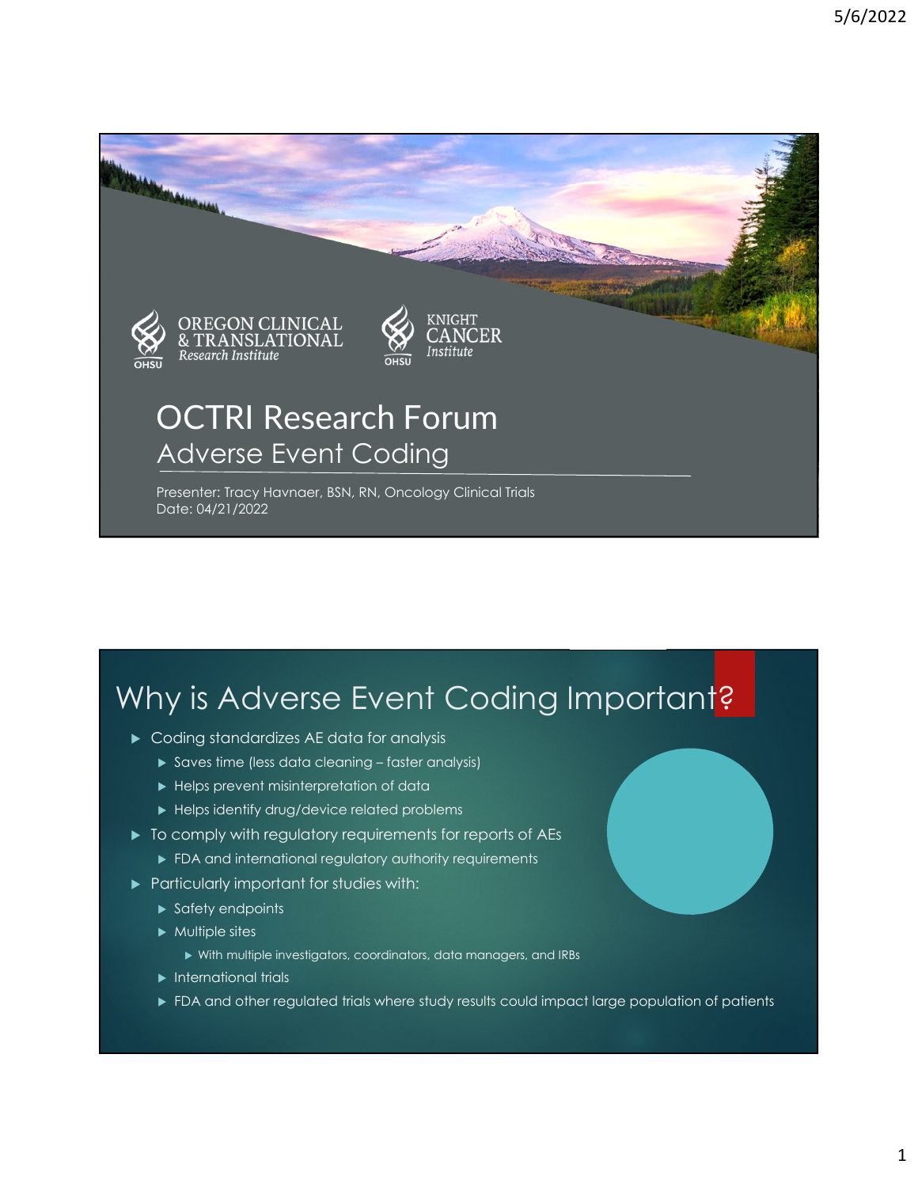OREGON CLINICAL & TRANSLATIONAL Research Institute

KNIGHT CANCER Institute

# OCTRI Research Forum

## Adverse Event Coding

Presenter: Tracy Havnaer, BSN, RN, Oncology Clinical Trials
Date: 04/21/2022

## Why is Adverse Event Coding Important?

- Coding standardizes AE data for analysis
  - Saves time (less data cleaning – faster analysis)
  - Helps prevent misinterpretation of data
  - Helps identify drug/device related problems
- To comply with regulatory requirements for reports of AEs
  - FDA and international regulatory authority requirements
- Particularly important for studies with:
  - Safety endpoints
  - Multiple sites
    - With multiple investigators, coordinators, data managers, and IRBs
  - International trials
  - FDA and other regulated trials where study results could impact large population of patients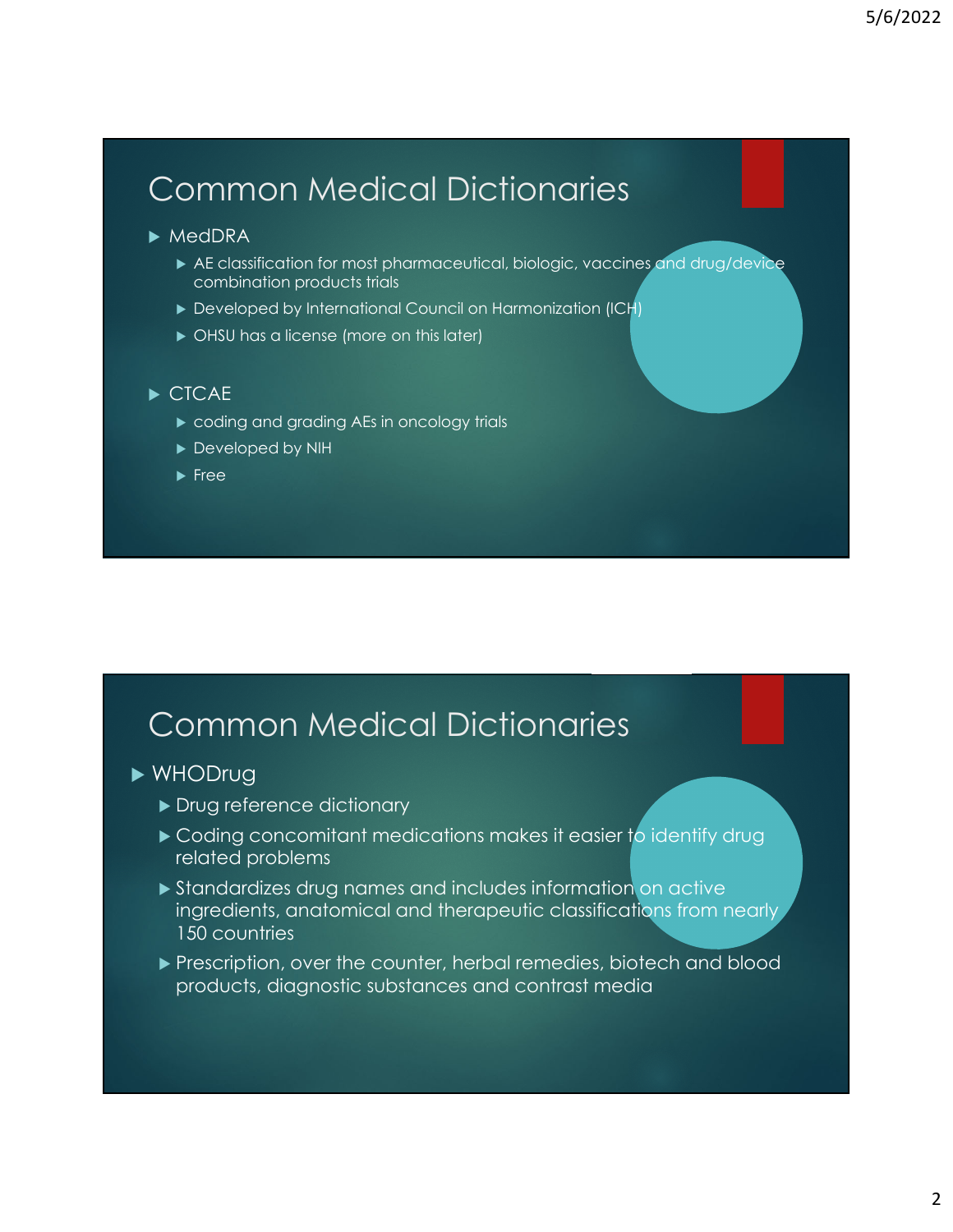## Common Medical Dictionaries

- MedDRA
  - AE classification for most pharmaceutical, biologic, vaccines and drug/device combination products trials
  - Developed by International Council on Harmonization (ICH)
  - OHSU has a license (more on this later)
- CTCAE
  - coding and grading AEs in oncology trials
  - Developed by NIH
  - Free

## Common Medical Dictionaries

- WHODrug
  - Drug reference dictionary
  - Coding concomitant medications makes it easier to identify drug related problems
  - Standardizes drug names and includes information on active ingredients, anatomical and therapeutic classifications from nearly 150 countries
  - Prescription, over the counter, herbal remedies, biotech and blood products, diagnostic substances and contrast media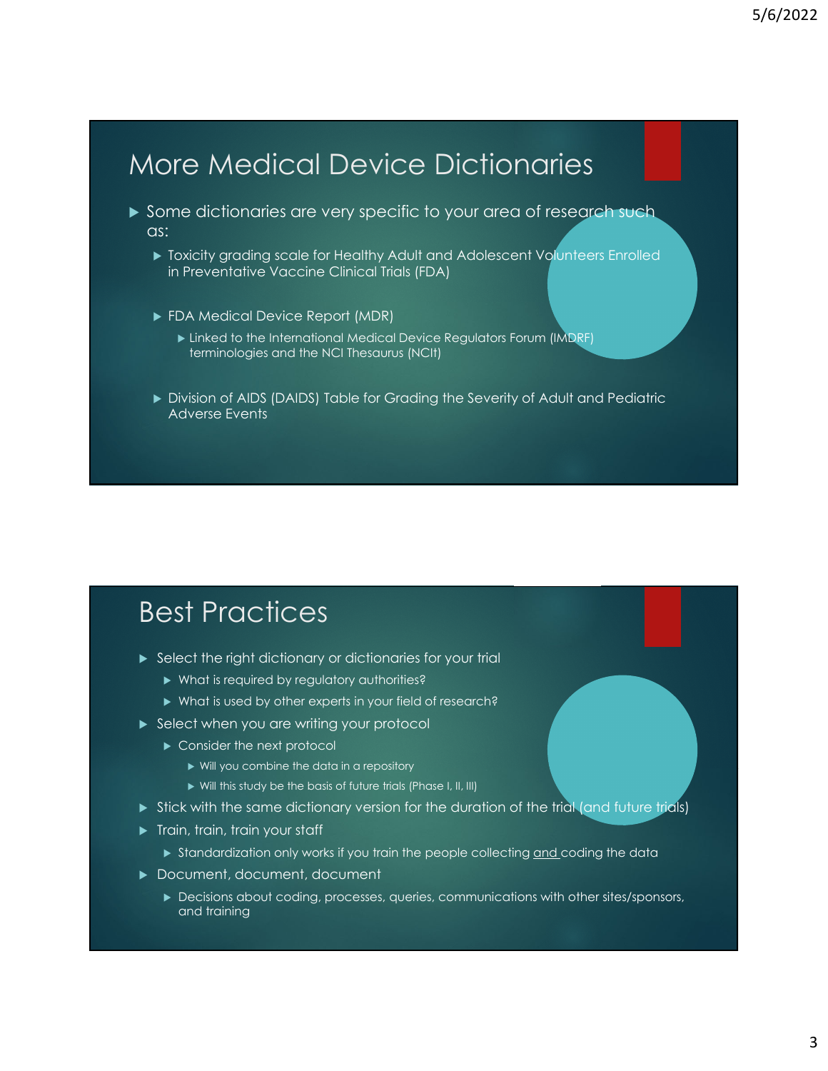# More Medical Device Dictionaries

- Some dictionaries are very specific to your area of research such as:
  - Toxicity grading scale for Healthy Adult and Adolescent Volunteers Enrolled in Preventative Vaccine Clinical Trials (FDA)
  - FDA Medical Device Report (MDR)
    - Linked to the International Medical Device Regulators Forum (IMDRF) terminologies and the NCI Thesaurus (NCIt)
  - Division of AIDS (DAIDS) Table for Grading the Severity of Adult and Pediatric Adverse Events

# Best Practices

- Select the right dictionary or dictionaries for your trial
  - What is required by regulatory authorities?
  - What is used by other experts in your field of research?
- Select when you are writing your protocol
  - Consider the next protocol
    - Will you combine the data in a repository
    - Will this study be the basis of future trials (Phase I, II, III)
- Stick with the same dictionary version for the duration of the trial (and future trials)
- Train, train, train your staff
  - Standardization only works if you train the people collecting and coding the data
- Document, document, document
  - Decisions about coding, processes, queries, communications with other sites/sponsors, and training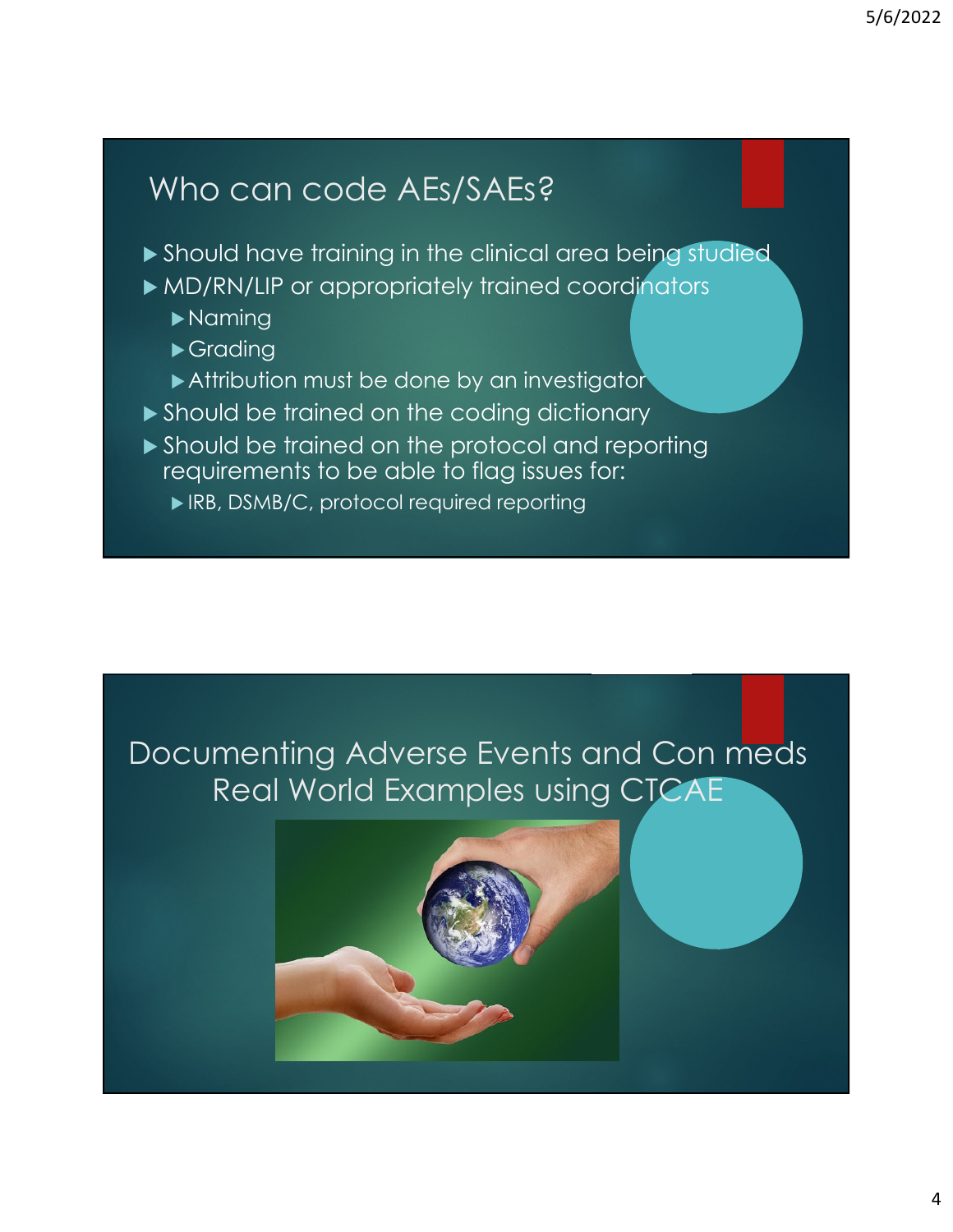## Who can code AEs/SAEs?

- Should have training in the clinical area being studied
- MD/RN/LIP or appropriately trained coordinators
  - Naming
  - Grading
  - Attribution must be done by an investigator
- Should be trained on the coding dictionary
- Should be trained on the protocol and reporting requirements to be able to flag issues for:
  - IRB, DSMB/C, protocol required reporting

## Documenting Adverse Events and Con meds Real World Examples using CTCAE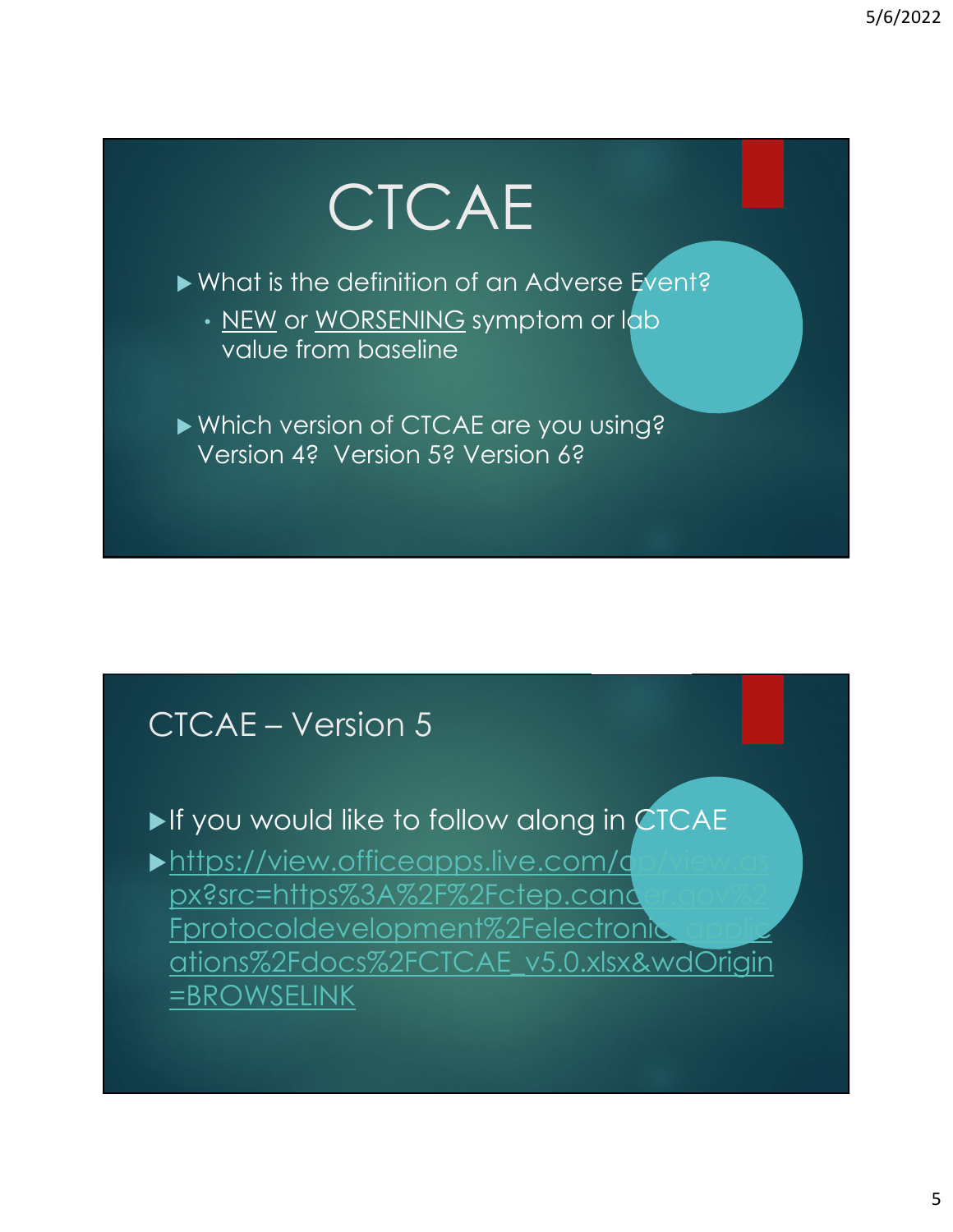# CTCAE

- What is the definition of an Adverse Event?
  - NEW or WORSENING symptom or lab value from baseline

- Which version of CTCAE are you using? Version 4? Version 5? Version 6?

## CTCAE – Version 5

- If you would like to follow along in CTCAE
- https://view.officeapps.live.com/op/view.aspx?src=https%3A%2F%2Fctep.cancer.gov%2Fprotocoldevelopment%2Felectronic_applications%2Fdocs%2FCTCAE_v5.0.xlsx&wdOrigin=BROWSELINK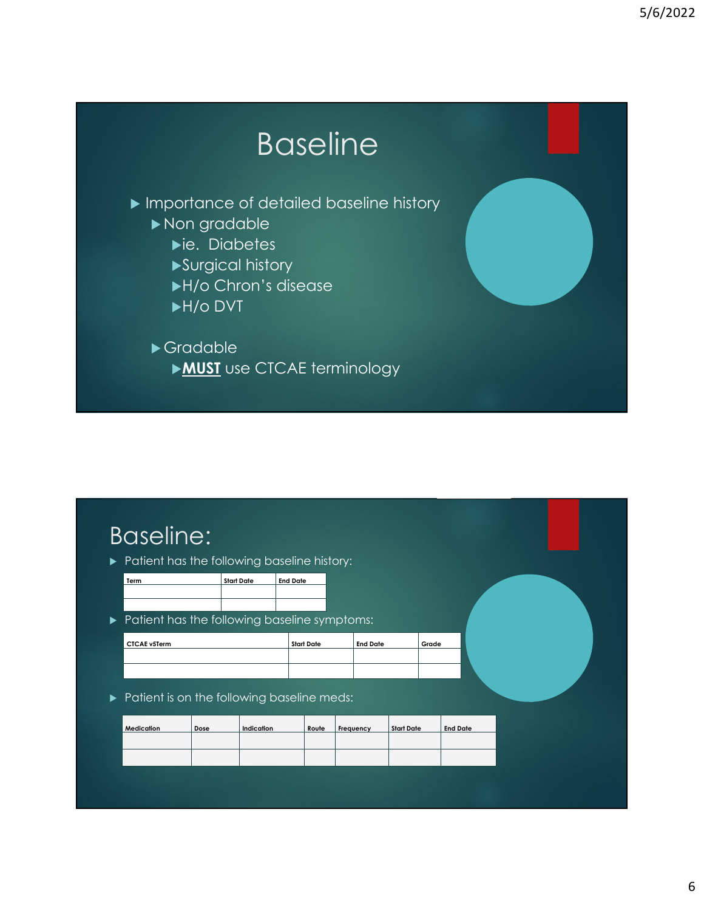# Baseline

- Importance of detailed baseline history
  - Non gradable
    - ie. Diabetes
    - Surgical history
    - H/o Chron's disease
    - H/o DVT
  - Gradable
    - **<u>MUST</u>** use CTCAE terminology

# Baseline:

- Patient has the following baseline history:

| Term | Start Date | End Date |
|---|---|---|
| | | |
| | | |

- Patient has the following baseline symptoms:

| CTCAE v5Term | Start Date | End Date | Grade |
|---|---|---|---|
| | | | |
| | | | |

- Patient is on the following baseline meds:

| Medication | Dose | Indication | Route | Frequency | Start Date | End Date |
|---|---|---|---|---|---|---|
| | | | | | | |
| | | | | | | |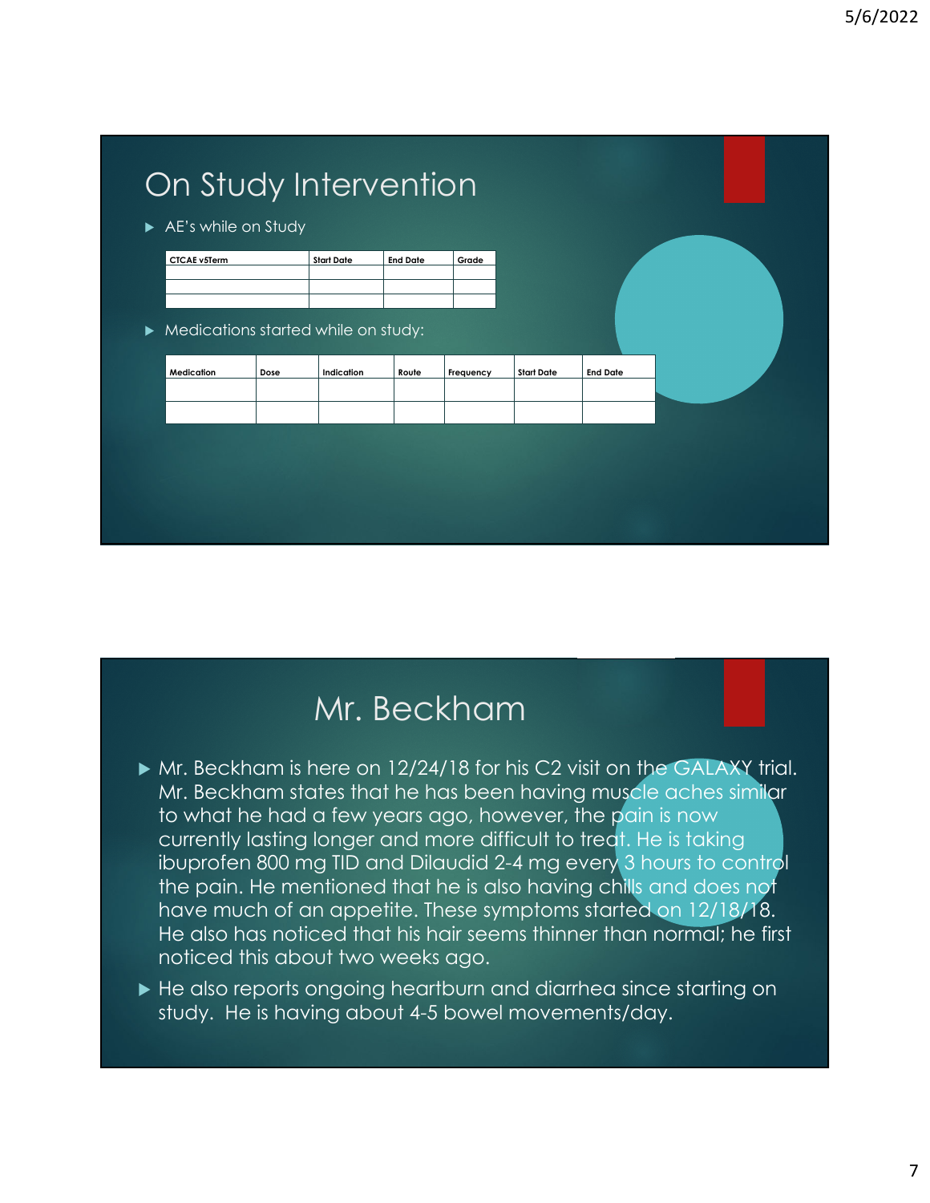## On Study Intervention

- AE's while on Study

| CTCAE v5Term | Start Date | End Date | Grade |
|---|---|---|---|
| | | | |
| | | | |
| | | | |

- Medications started while on study:

| Medication | Dose | Indication | Route | Frequency | Start Date | End Date |
|---|---|---|---|---|---|---|
| | | | | | | |
| | | | | | | |

## Mr. Beckham

- Mr. Beckham is here on 12/24/18 for his C2 visit on the GALAXY trial. Mr. Beckham states that he has been having muscle aches similar to what he had a few years ago, however, the pain is now currently lasting longer and more difficult to treat. He is taking ibuprofen 800 mg TID and Dilaudid 2-4 mg every 3 hours to control the pain. He mentioned that he is also having chills and does not have much of an appetite. These symptoms started on 12/18/18. He also has noticed that his hair seems thinner than normal; he first noticed this about two weeks ago.
- He also reports ongoing heartburn and diarrhea since starting on study. He is having about 4-5 bowel movements/day.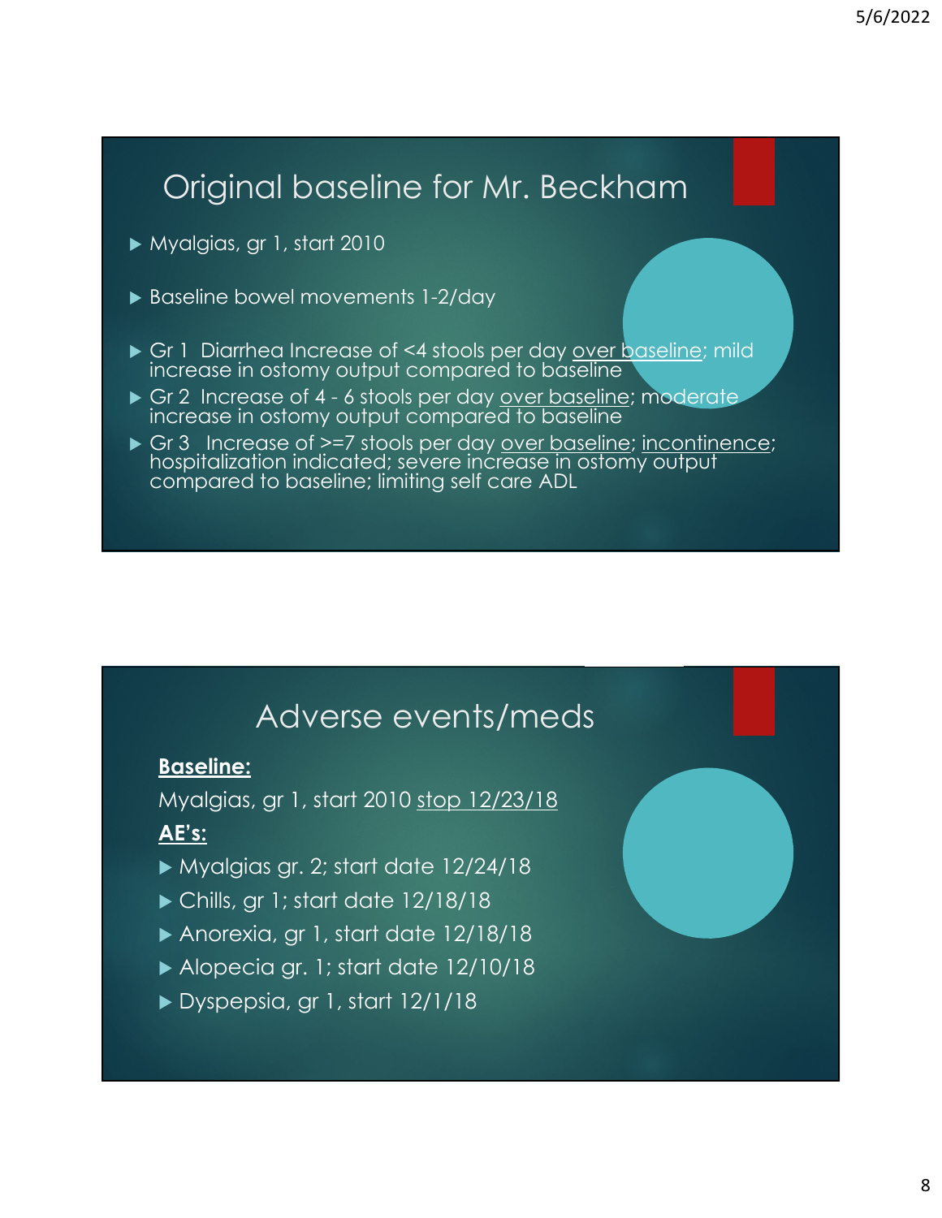## Original baseline for Mr. Beckham

- Myalgias, gr 1, start 2010
- Baseline bowel movements 1-2/day
- Gr 1 Diarrhea Increase of <4 stools per day over baseline; mild increase in ostomy output compared to baseline
- Gr 2 Increase of 4 - 6 stools per day over baseline; moderate increase in ostomy output compared to baseline
- Gr 3 Increase of >=7 stools per day over baseline; incontinence; hospitalization indicated; severe increase in ostomy output compared to baseline; limiting self care ADL

## Adverse events/meds

**Baseline:**

Myalgias, gr 1, start 2010 stop 12/23/18

**AE's:**

- Myalgias gr. 2; start date 12/24/18
- Chills, gr 1; start date 12/18/18
- Anorexia, gr 1, start date 12/18/18
- Alopecia gr. 1; start date 12/10/18
- Dyspepsia, gr 1, start 12/1/18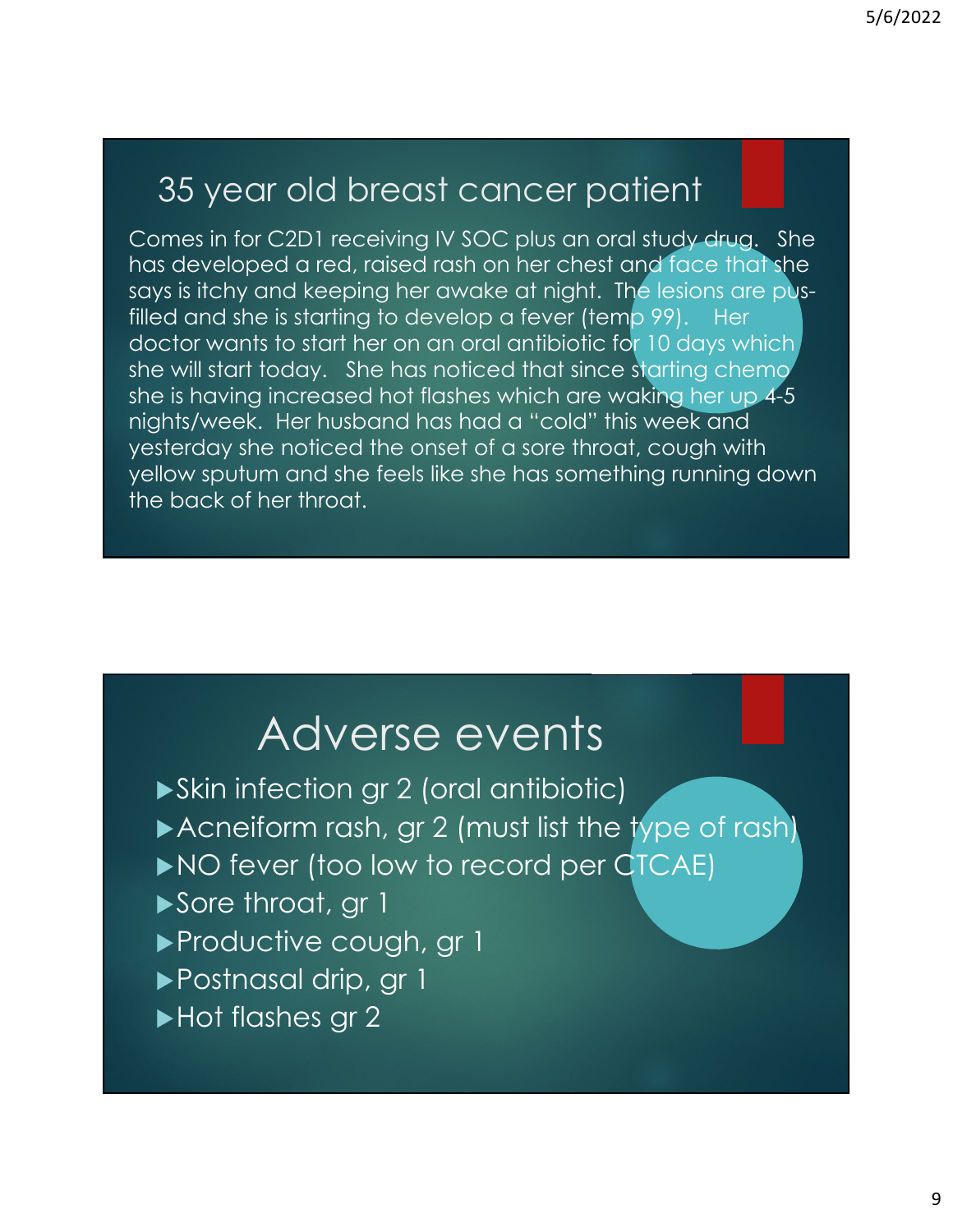## 35 year old breast cancer patient

Comes in for C2D1 receiving IV SOC plus an oral study drug. She has developed a red, raised rash on her chest and face that she says is itchy and keeping her awake at night. The lesions are pus-filled and she is starting to develop a fever (temp 99). Her doctor wants to start her on an oral antibiotic for 10 days which she will start today. She has noticed that since starting chemo she is having increased hot flashes which are waking her up 4-5 nights/week. Her husband has had a "cold" this week and yesterday she noticed the onset of a sore throat, cough with yellow sputum and she feels like she has something running down the back of her throat.

## Adverse events

- Skin infection gr 2 (oral antibiotic)
- Acneiform rash, gr 2 (must list the type of rash)
- NO fever (too low to record per CTCAE)
- Sore throat, gr 1
- Productive cough, gr 1
- Postnasal drip, gr 1
- Hot flashes gr 2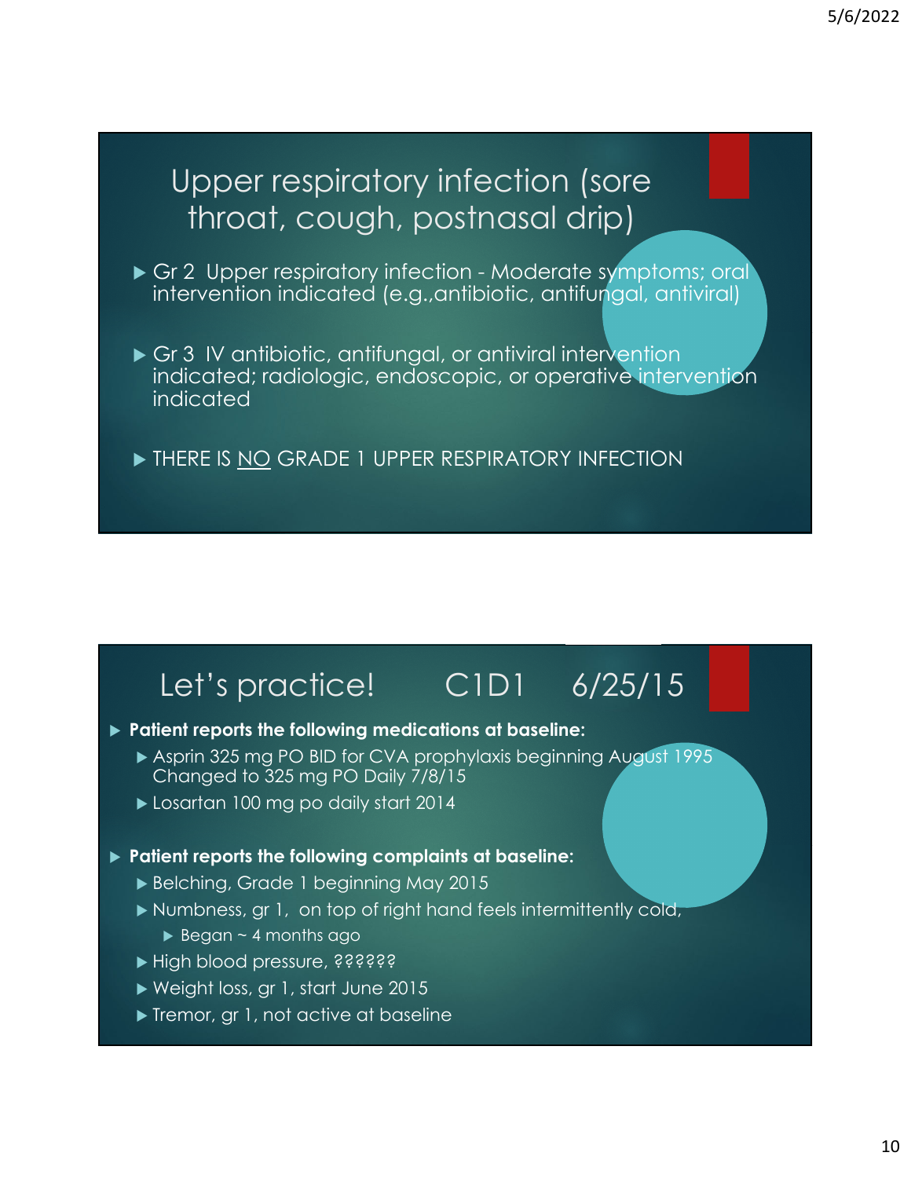## Upper respiratory infection (sore throat, cough, postnasal drip)

- Gr 2 Upper respiratory infection - Moderate symptoms; oral intervention indicated (e.g.,antibiotic, antifungal, antiviral)
- Gr 3 IV antibiotic, antifungal, or antiviral intervention indicated; radiologic, endoscopic, or operative intervention indicated
- THERE IS NO GRADE 1 UPPER RESPIRATORY INFECTION

## Let's practice! C1D1 6/25/15

- **Patient reports the following medications at baseline:**
  - Asprin 325 mg PO BID for CVA prophylaxis beginning August 1995 Changed to 325 mg PO Daily 7/8/15
  - Losartan 100 mg po daily start 2014
- **Patient reports the following complaints at baseline:**
  - Belching, Grade 1 beginning May 2015
  - Numbness, gr 1, on top of right hand feels intermittently cold,
    - Began ~ 4 months ago
  - High blood pressure, ??????
  - Weight loss, gr 1, start June 2015
  - Tremor, gr 1, not active at baseline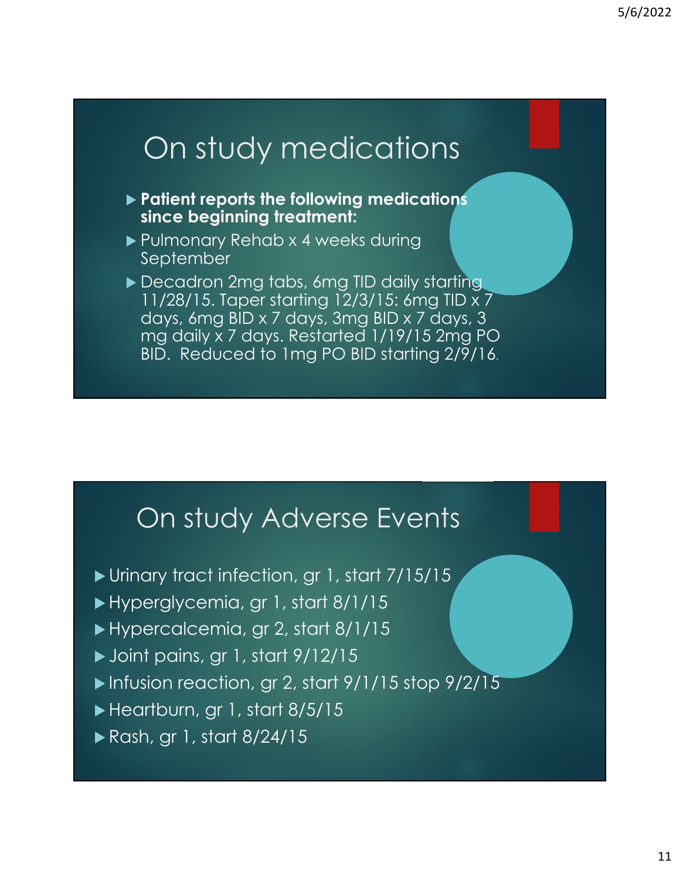## On study medications

- **Patient reports the following medications since beginning treatment:**
- Pulmonary Rehab x 4 weeks during September
- Decadron 2mg tabs, 6mg TID daily starting 11/28/15. Taper starting 12/3/15: 6mg TID x 7 days, 6mg BID x 7 days, 3mg BID x 7 days, 3 mg daily x 7 days. Restarted 1/19/15 2mg PO BID. Reduced to 1mg PO BID starting 2/9/16.

## On study Adverse Events

- Urinary tract infection, gr 1, start 7/15/15
- Hyperglycemia, gr 1, start 8/1/15
- Hypercalcemia, gr 2, start 8/1/15
- Joint pains, gr 1, start 9/12/15
- Infusion reaction, gr 2, start 9/1/15 stop 9/2/15
- Heartburn, gr 1, start 8/5/15
- Rash, gr 1, start 8/24/15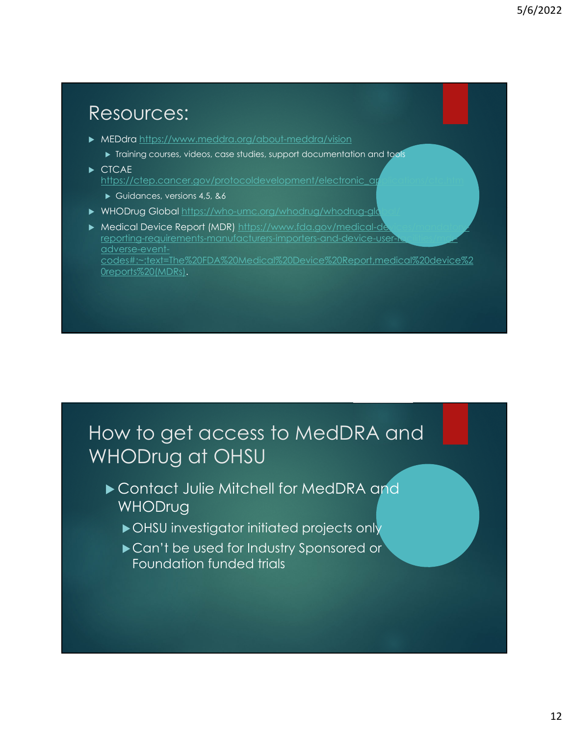## Resources:

- MEDdra https://www.meddra.org/about-meddra/vision
  - Training courses, videos, case studies, support documentation and tools
- CTCAE https://ctep.cancer.gov/protocoldevelopment/electronic_applications/ctc.htm
  - Guidances, versions 4,5, &6
- WHODrug Global https://who-umc.org/whodrug/whodrug-global/
- Medical Device Report (MDR) https://www.fda.gov/medical-devices/mandatory-reporting-requirements-manufacturers-importers-and-device-user-facilities/mdr-adverse-event-codes#:~:text=The%20FDA%20Medical%20Device%20Report,medical%20device%20reports%20(MDRs).

## How to get access to MedDRA and WHODrug at OHSU

- Contact Julie Mitchell for MedDRA and WHODrug
  - OHSU investigator initiated projects only
  - Can't be used for Industry Sponsored or Foundation funded trials